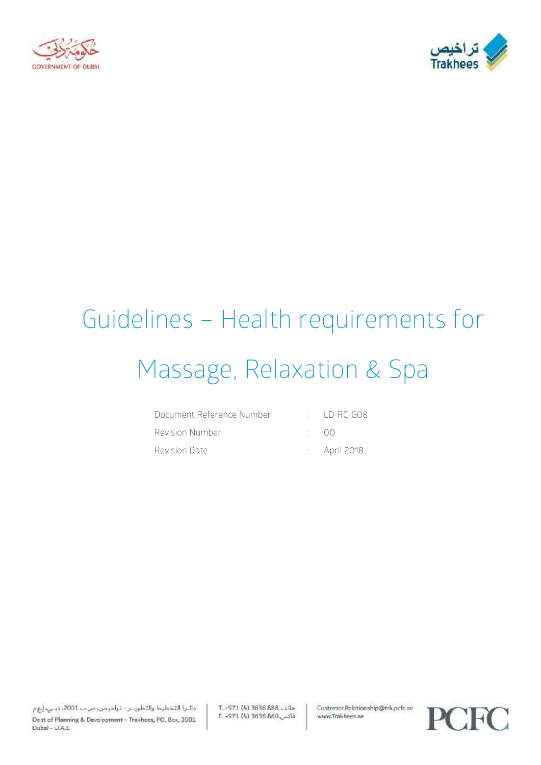# Guidelines – Health requirements for Massage, Relaxation & Spa

| | | |
|---|---|---|
| Document Reference Number | : | LD-RC-G08 |
| Revision Number | : | 00 |
| Revision Date | : | April 2018 |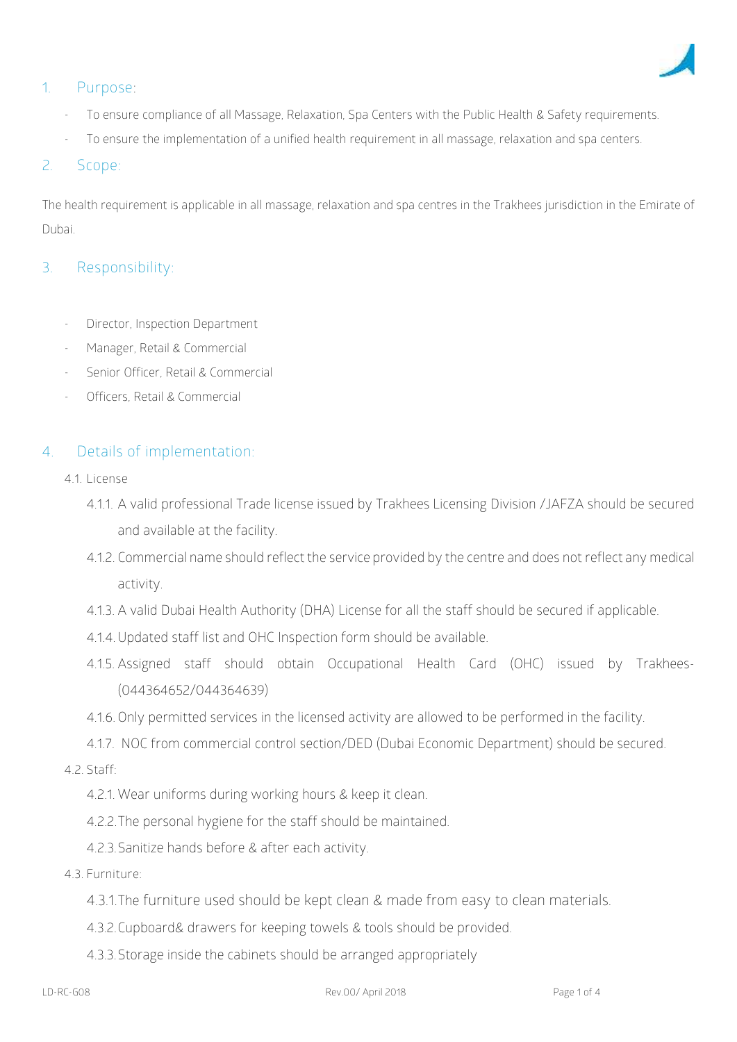## 1. Purpose:

- To ensure compliance of all Massage, Relaxation, Spa Centers with the Public Health & Safety requirements.
- To ensure the implementation of a unified health requirement in all massage, relaxation and spa centers.

## 2. Scope:

The health requirement is applicable in all massage, relaxation and spa centres in the Trakhees jurisdiction in the Emirate of Dubai.

## 3. Responsibility:

- Director, Inspection Department
- Manager, Retail & Commercial
- Senior Officer, Retail & Commercial
- Officers, Retail & Commercial

## 4. Details of implementation:

4.1. License

4.1.1. A valid professional Trade license issued by Trakhees Licensing Division /JAFZA should be secured and available at the facility.

4.1.2. Commercial name should reflect the service provided by the centre and does not reflect any medical activity.

4.1.3. A valid Dubai Health Authority (DHA) License for all the staff should be secured if applicable.

4.1.4. Updated staff list and OHC Inspection form should be available.

4.1.5. Assigned staff should obtain Occupational Health Card (OHC) issued by Trakhees- (044364652/044364639)

4.1.6. Only permitted services in the licensed activity are allowed to be performed in the facility.

4.1.7. NOC from commercial control section/DED (Dubai Economic Department) should be secured.

4.2. Staff:

4.2.1. Wear uniforms during working hours & keep it clean.

4.2.2. The personal hygiene for the staff should be maintained.

4.2.3. Sanitize hands before & after each activity.

4.3. Furniture:

4.3.1. The furniture used should be kept clean & made from easy to clean materials.

4.3.2. Cupboard& drawers for keeping towels & tools should be provided.

4.3.3. Storage inside the cabinets should be arranged appropriately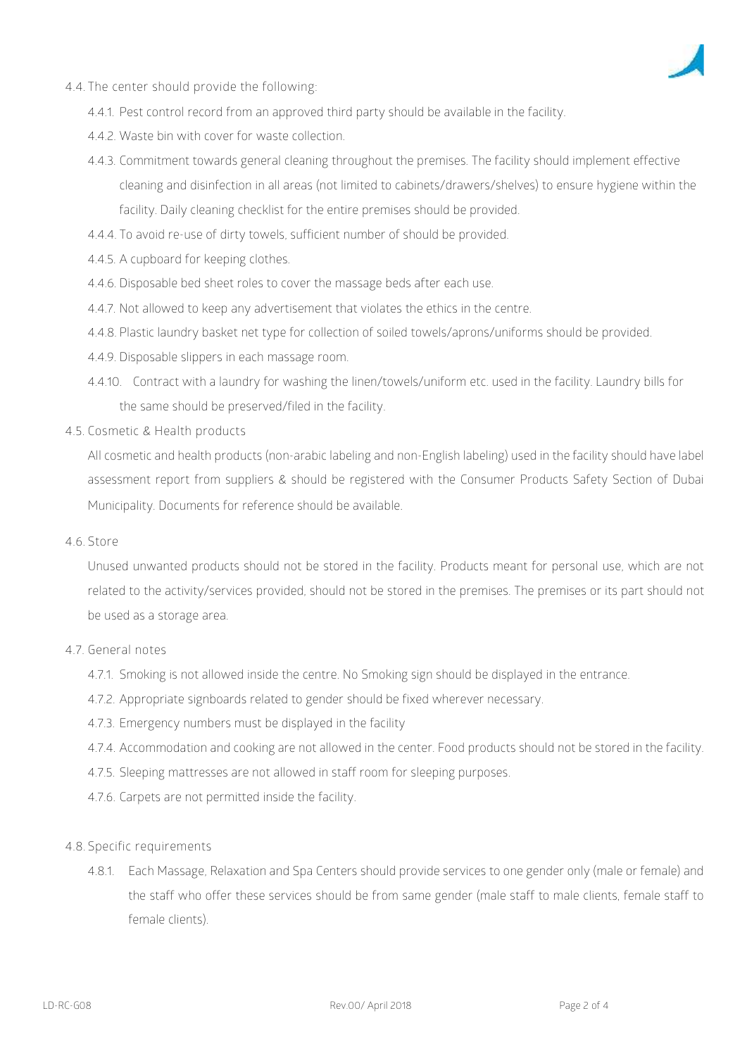4.4. The center should provide the following:

- 4.4.1. Pest control record from an approved third party should be available in the facility.
- 4.4.2. Waste bin with cover for waste collection.
- 4.4.3. Commitment towards general cleaning throughout the premises. The facility should implement effective cleaning and disinfection in all areas (not limited to cabinets/drawers/shelves) to ensure hygiene within the facility. Daily cleaning checklist for the entire premises should be provided.
- 4.4.4. To avoid re-use of dirty towels, sufficient number of should be provided.
- 4.4.5. A cupboard for keeping clothes.
- 4.4.6. Disposable bed sheet roles to cover the massage beds after each use.
- 4.4.7. Not allowed to keep any advertisement that violates the ethics in the centre.
- 4.4.8. Plastic laundry basket net type for collection of soiled towels/aprons/uniforms should be provided.
- 4.4.9. Disposable slippers in each massage room.
- 4.4.10. Contract with a laundry for washing the linen/towels/uniform etc. used in the facility. Laundry bills for the same should be preserved/filed in the facility.

4.5. Cosmetic & Health products

All cosmetic and health products (non-arabic labeling and non-English labeling) used in the facility should have label assessment report from suppliers & should be registered with the Consumer Products Safety Section of Dubai Municipality. Documents for reference should be available.

4.6. Store

Unused unwanted products should not be stored in the facility. Products meant for personal use, which are not related to the activity/services provided, should not be stored in the premises. The premises or its part should not be used as a storage area.

4.7. General notes

- 4.7.1. Smoking is not allowed inside the centre. No Smoking sign should be displayed in the entrance.
- 4.7.2. Appropriate signboards related to gender should be fixed wherever necessary.
- 4.7.3. Emergency numbers must be displayed in the facility
- 4.7.4. Accommodation and cooking are not allowed in the center. Food products should not be stored in the facility.
- 4.7.5. Sleeping mattresses are not allowed in staff room for sleeping purposes.
- 4.7.6. Carpets are not permitted inside the facility.

4.8. Specific requirements

- 4.8.1. Each Massage, Relaxation and Spa Centers should provide services to one gender only (male or female) and the staff who offer these services should be from same gender (male staff to male clients, female staff to female clients).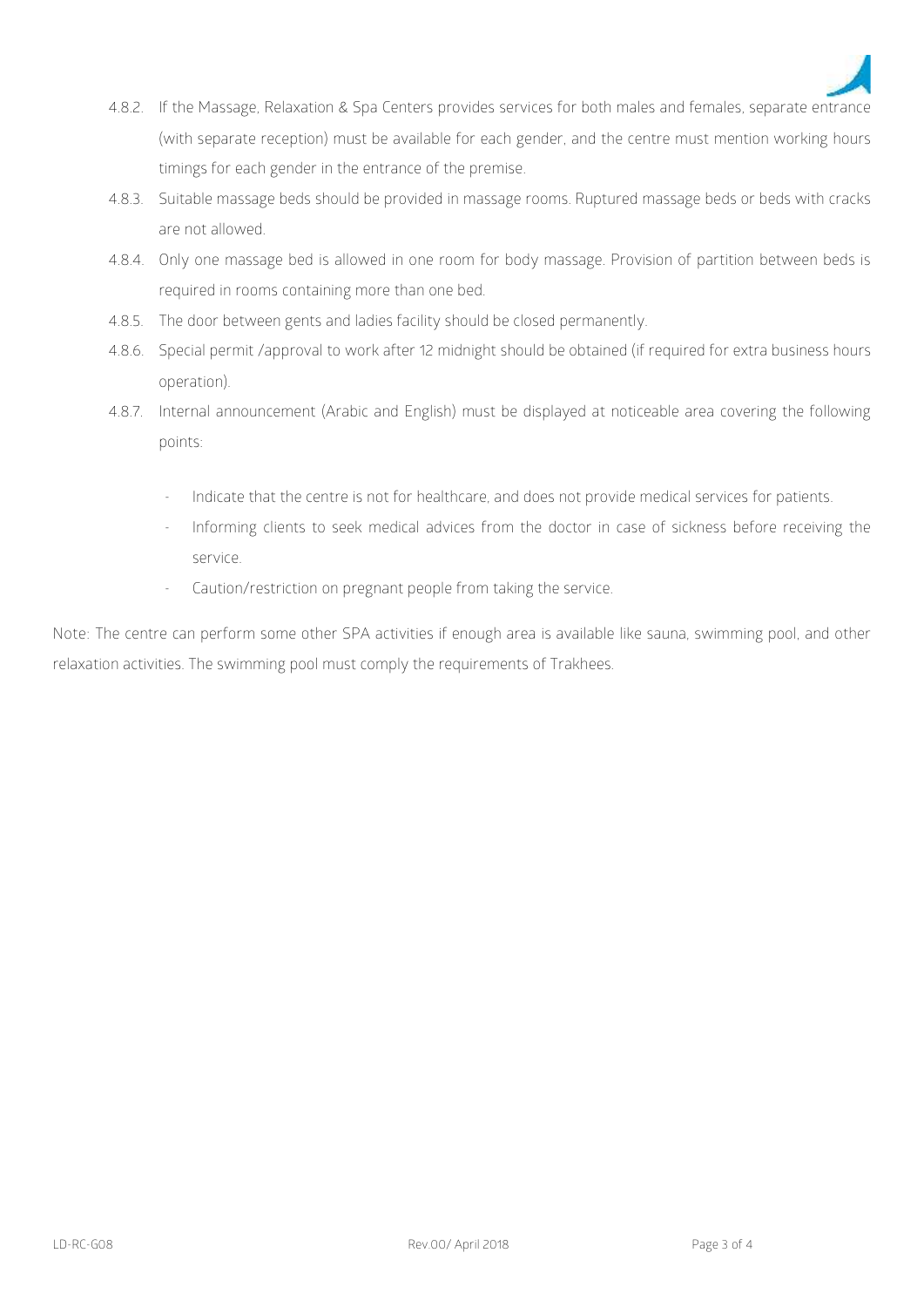4.8.2. If the Massage, Relaxation & Spa Centers provides services for both males and females, separate entrance (with separate reception) must be available for each gender, and the centre must mention working hours timings for each gender in the entrance of the premise.

4.8.3. Suitable massage beds should be provided in massage rooms. Ruptured massage beds or beds with cracks are not allowed.

4.8.4. Only one massage bed is allowed in one room for body massage. Provision of partition between beds is required in rooms containing more than one bed.

4.8.5. The door between gents and ladies facility should be closed permanently.

4.8.6. Special permit /approval to work after 12 midnight should be obtained (if required for extra business hours operation).

4.8.7. Internal announcement (Arabic and English) must be displayed at noticeable area covering the following points:

- Indicate that the centre is not for healthcare, and does not provide medical services for patients.
- Informing clients to seek medical advices from the doctor in case of sickness before receiving the service.
- Caution/restriction on pregnant people from taking the service.

Note: The centre can perform some other SPA activities if enough area is available like sauna, swimming pool, and other relaxation activities. The swimming pool must comply the requirements of Trakhees.